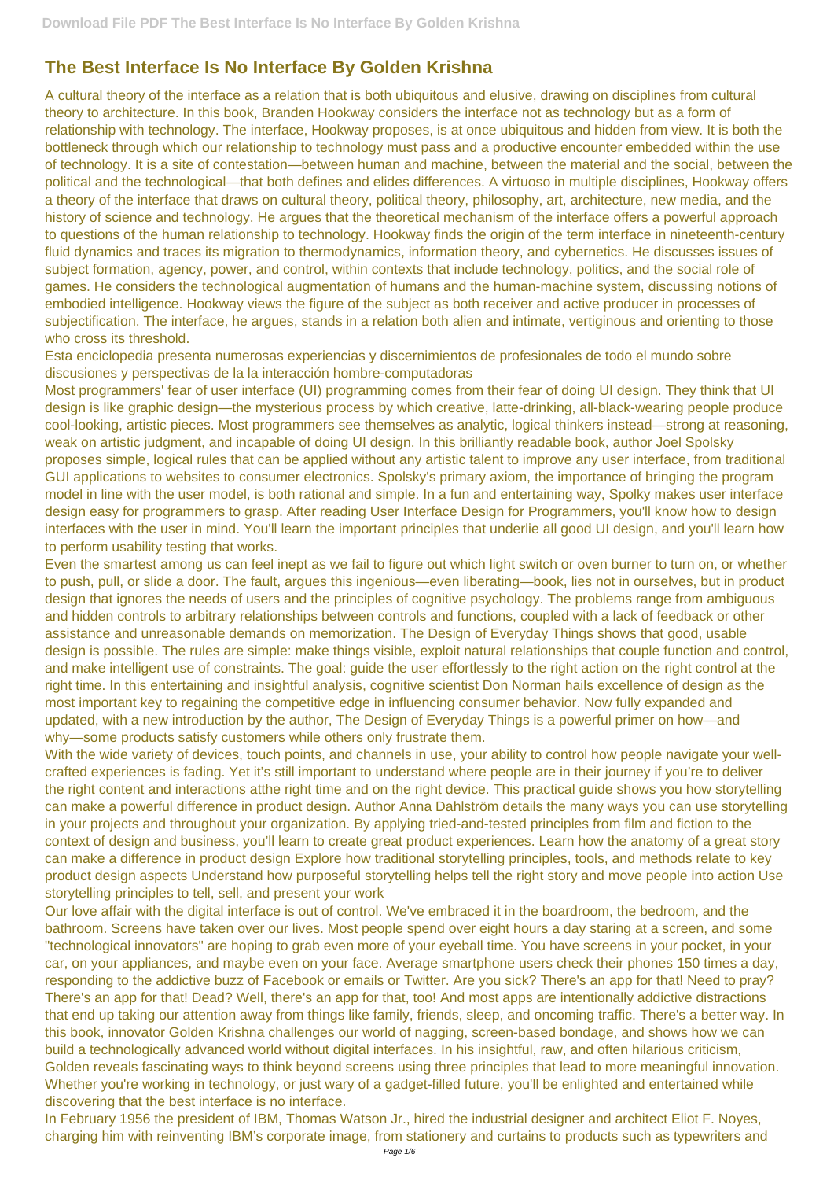# The Best Interface Is No Interface By Golden Krishna

A cultural theory of the interface as a relation that is both ubiquitous and elusive, drawing on disciplines from cultural theory to architecture. In this book, Branden Hookway considers the interface not as technology but as a form of relationship with technology. The interface, Hookway proposes, is at once ubiquitous and hidden from view. It is both the bottleneck through which our relationship to technology must pass and a productive encounter embedded within the use of technology. It is a site of contestation—between human and machine, between the material and the social, between the political and the technological—that both defines and elides differences. A virtuoso in multiple disciplines, Hookway offers a theory of the interface that draws on cultural theory, political theory, philosophy, art, architecture, new media, and the history of science and technology. He argues that the theoretical mechanism of the interface offers a powerful approach to questions of the human relationship to technology. Hookway finds the origin of the term interface in nineteenth-century fluid dynamics and traces its migration to thermodynamics, information theory, and cybernetics. He discusses issues of subject formation, agency, power, and control, within contexts that include technology, politics, and the social role of games. He considers the technological augmentation of humans and the human-machine system, discussing notions of embodied intelligence. Hookway views the figure of the subject as both receiver and active producer in processes of subjectification. The interface, he argues, stands in a relation both alien and intimate, vertiginous and orienting to those who cross its threshold.

Esta enciclopedia presenta numerosas experiencias y discernimientos de profesionales de todo el mundo sobre discusiones y perspectivas de la la interacción hombre-computadoras

Most programmers' fear of user interface (UI) programming comes from their fear of doing UI design. They think that UI design is like graphic design—the mysterious process by which creative, latte-drinking, all-black-wearing people produce cool-looking, artistic pieces. Most programmers see themselves as analytic, logical thinkers instead—strong at reasoning, weak on artistic judgment, and incapable of doing UI design. In this brilliantly readable book, author Joel Spolsky proposes simple, logical rules that can be applied without any artistic talent to improve any user interface, from traditional GUI applications to websites to consumer electronics. Spolsky's primary axiom, the importance of bringing the program model in line with the user model, is both rational and simple. In a fun and entertaining way, Spolky makes user interface design easy for programmers to grasp. After reading User Interface Design for Programmers, you'll know how to design interfaces with the user in mind. You'll learn the important principles that underlie all good UI design, and you'll learn how to perform usability testing that works.

Even the smartest among us can feel inept as we fail to figure out which light switch or oven burner to turn on, or whether to push, pull, or slide a door. The fault, argues this ingenious—even liberating—book, lies not in ourselves, but in product design that ignores the needs of users and the principles of cognitive psychology. The problems range from ambiguous and hidden controls to arbitrary relationships between controls and functions, coupled with a lack of feedback or other assistance and unreasonable demands on memorization. The Design of Everyday Things shows that good, usable design is possible. The rules are simple: make things visible, exploit natural relationships that couple function and control, and make intelligent use of constraints. The goal: guide the user effortlessly to the right action on the right control at the right time. In this entertaining and insightful analysis, cognitive scientist Don Norman hails excellence of design as the most important key to regaining the competitive edge in influencing consumer behavior. Now fully expanded and updated, with a new introduction by the author, The Design of Everyday Things is a powerful primer on how—and why—some products satisfy customers while others only frustrate them.

With the wide variety of devices, touch points, and channels in use, your ability to control how people navigate your well-crafted experiences is fading. Yet it's still important to understand where people are in their journey if you're to deliver the right content and interactions atthe right time and on the right device. This practical guide shows you how storytelling can make a powerful difference in product design. Author Anna Dahlström details the many ways you can use storytelling in your projects and throughout your organization. By applying tried-and-tested principles from film and fiction to the context of design and business, you'll learn to create great product experiences. Learn how the anatomy of a great story can make a difference in product design Explore how traditional storytelling principles, tools, and methods relate to key product design aspects Understand how purposeful storytelling helps tell the right story and move people into action Use storytelling principles to tell, sell, and present your work

Our love affair with the digital interface is out of control. We've embraced it in the boardroom, the bedroom, and the bathroom. Screens have taken over our lives. Most people spend over eight hours a day staring at a screen, and some "technological innovators" are hoping to grab even more of your eyeball time. You have screens in your pocket, in your car, on your appliances, and maybe even on your face. Average smartphone users check their phones 150 times a day, responding to the addictive buzz of Facebook or emails or Twitter. Are you sick? There's an app for that! Need to pray? There's an app for that! Dead? Well, there's an app for that, too! And most apps are intentionally addictive distractions that end up taking our attention away from things like family, friends, sleep, and oncoming traffic. There's a better way. In this book, innovator Golden Krishna challenges our world of nagging, screen-based bondage, and shows how we can build a technologically advanced world without digital interfaces. In his insightful, raw, and often hilarious criticism, Golden reveals fascinating ways to think beyond screens using three principles that lead to more meaningful innovation. Whether you're working in technology, or just wary of a gadget-filled future, you'll be enlighted and entertained while discovering that the best interface is no interface.

In February 1956 the president of IBM, Thomas Watson Jr., hired the industrial designer and architect Eliot F. Noyes, charging him with reinventing IBM's corporate image, from stationery and curtains to products such as typewriters and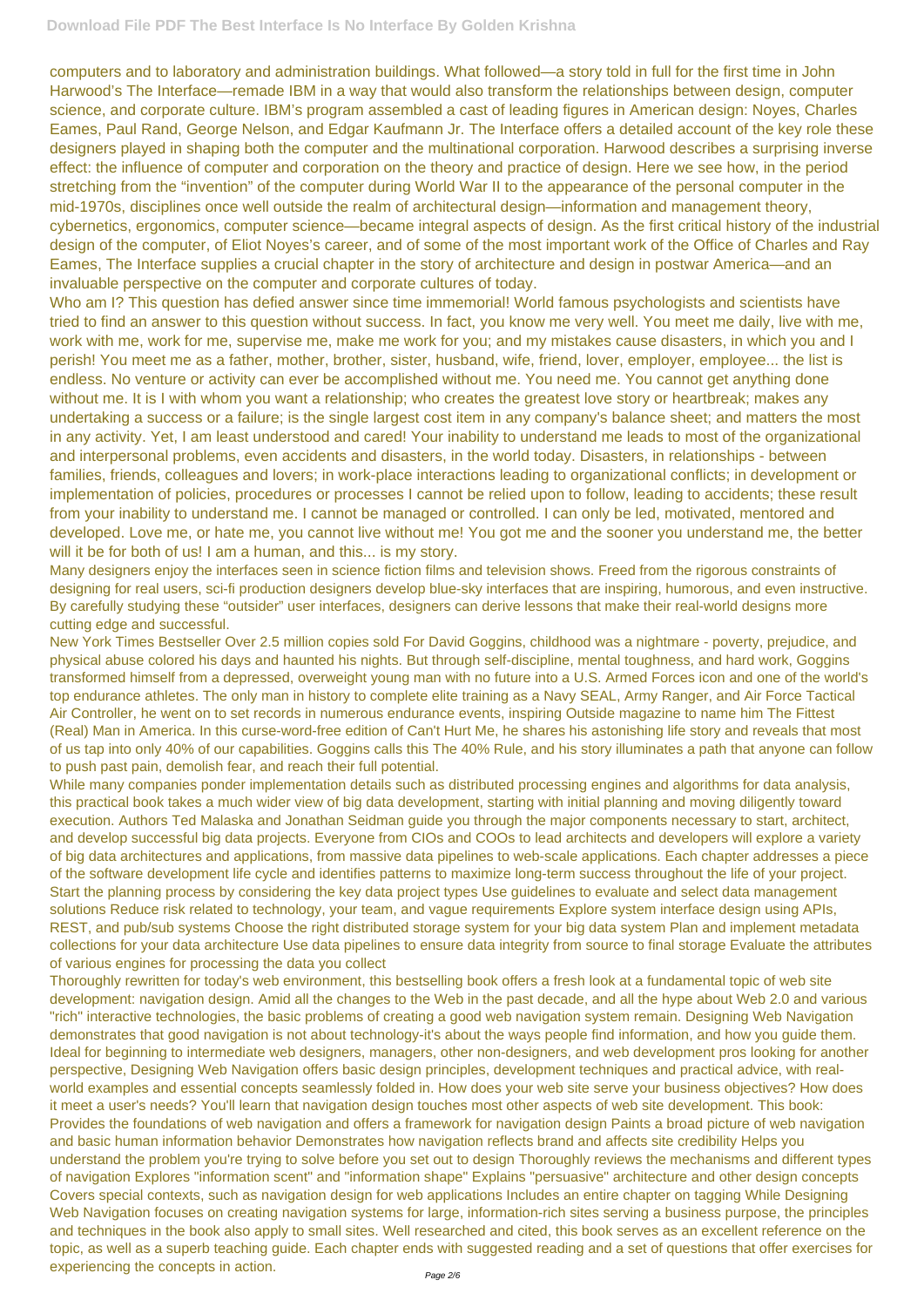computers and to laboratory and administration buildings. What followed—a story told in full for the first time in John Harwood's The Interface—remade IBM in a way that would also transform the relationships between design, computer science, and corporate culture. IBM's program assembled a cast of leading figures in American design: Noyes, Charles Eames, Paul Rand, George Nelson, and Edgar Kaufmann Jr. The Interface offers a detailed account of the key role these designers played in shaping both the computer and the multinational corporation. Harwood describes a surprising inverse effect: the influence of computer and corporation on the theory and practice of design. Here we see how, in the period stretching from the "invention" of the computer during World War II to the appearance of the personal computer in the mid-1970s, disciplines once well outside the realm of architectural design—information and management theory, cybernetics, ergonomics, computer science—became integral aspects of design. As the first critical history of the industrial design of the computer, of Eliot Noyes's career, and of some of the most important work of the Office of Charles and Ray Eames, The Interface supplies a crucial chapter in the story of architecture and design in postwar America—and an invaluable perspective on the computer and corporate cultures of today.

Who am I? This question has defied answer since time immemorial! World famous psychologists and scientists have tried to find an answer to this question without success. In fact, you know me very well. You meet me daily, live with me, work with me, work for me, supervise me, make me work for you; and my mistakes cause disasters, in which you and I perish! You meet me as a father, mother, brother, sister, husband, wife, friend, lover, employer, employee... the list is endless. No venture or activity can ever be accomplished without me. You need me. You cannot get anything done without me. It is I with whom you want a relationship; who creates the greatest love story or heartbreak; makes any undertaking a success or a failure; is the single largest cost item in any company's balance sheet; and matters the most in any activity. Yet, I am least understood and cared! Your inability to understand me leads to most of the organizational and interpersonal problems, even accidents and disasters, in the world today. Disasters, in relationships - between families, friends, colleagues and lovers; in work-place interactions leading to organizational conflicts; in development or implementation of policies, procedures or processes I cannot be relied upon to follow, leading to accidents; these result from your inability to understand me. I cannot be managed or controlled. I can only be led, motivated, mentored and developed. Love me, or hate me, you cannot live without me! You got me and the sooner you understand me, the better will it be for both of us! I am a human, and this... is my story.

Many designers enjoy the interfaces seen in science fiction films and television shows. Freed from the rigorous constraints of designing for real users, sci-fi production designers develop blue-sky interfaces that are inspiring, humorous, and even instructive. By carefully studying these "outsider" user interfaces, designers can derive lessons that make their real-world designs more cutting edge and successful.

New York Times Bestseller Over 2.5 million copies sold For David Goggins, childhood was a nightmare - poverty, prejudice, and physical abuse colored his days and haunted his nights. But through self-discipline, mental toughness, and hard work, Goggins transformed himself from a depressed, overweight young man with no future into a U.S. Armed Forces icon and one of the world's top endurance athletes. The only man in history to complete elite training as a Navy SEAL, Army Ranger, and Air Force Tactical Air Controller, he went on to set records in numerous endurance events, inspiring Outside magazine to name him The Fittest (Real) Man in America. In this curse-word-free edition of Can't Hurt Me, he shares his astonishing life story and reveals that most of us tap into only 40% of our capabilities. Goggins calls this The 40% Rule, and his story illuminates a path that anyone can follow to push past pain, demolish fear, and reach their full potential.

While many companies ponder implementation details such as distributed processing engines and algorithms for data analysis, this practical book takes a much wider view of big data development, starting with initial planning and moving diligently toward execution. Authors Ted Malaska and Jonathan Seidman guide you through the major components necessary to start, architect, and develop successful big data projects. Everyone from CIOs and COOs to lead architects and developers will explore a variety of big data architectures and applications, from massive data pipelines to web-scale applications. Each chapter addresses a piece of the software development life cycle and identifies patterns to maximize long-term success throughout the life of your project. Start the planning process by considering the key data project types Use guidelines to evaluate and select data management solutions Reduce risk related to technology, your team, and vague requirements Explore system interface design using APIs, REST, and pub/sub systems Choose the right distributed storage system for your big data system Plan and implement metadata collections for your data architecture Use data pipelines to ensure data integrity from source to final storage Evaluate the attributes of various engines for processing the data you collect

Thoroughly rewritten for today's web environment, this bestselling book offers a fresh look at a fundamental topic of web site development: navigation design. Amid all the changes to the Web in the past decade, and all the hype about Web 2.0 and various "rich" interactive technologies, the basic problems of creating a good web navigation system remain. Designing Web Navigation demonstrates that good navigation is not about technology-it's about the ways people find information, and how you guide them. Ideal for beginning to intermediate web designers, managers, other non-designers, and web development pros looking for another perspective, Designing Web Navigation offers basic design principles, development techniques and practical advice, with real-world examples and essential concepts seamlessly folded in. How does your web site serve your business objectives? How does it meet a user's needs? You'll learn that navigation design touches most other aspects of web site development. This book: Provides the foundations of web navigation and offers a framework for navigation design Paints a broad picture of web navigation and basic human information behavior Demonstrates how navigation reflects brand and affects site credibility Helps you understand the problem you're trying to solve before you set out to design Thoroughly reviews the mechanisms and different types of navigation Explores "information scent" and "information shape" Explains "persuasive" architecture and other design concepts Covers special contexts, such as navigation design for web applications Includes an entire chapter on tagging While Designing Web Navigation focuses on creating navigation systems for large, information-rich sites serving a business purpose, the principles and techniques in the book also apply to small sites. Well researched and cited, this book serves as an excellent reference on the topic, as well as a superb teaching guide. Each chapter ends with suggested reading and a set of questions that offer exercises for experiencing the concepts in action.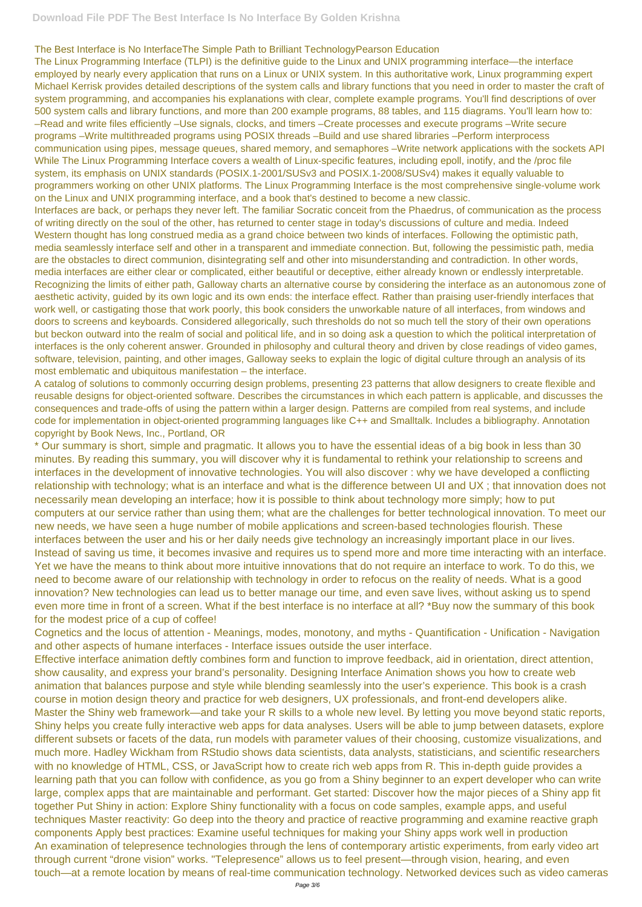The Best Interface is No InterfaceThe Simple Path to Brilliant TechnologyPearson Education

The Linux Programming Interface (TLPI) is the definitive guide to the Linux and UNIX programming interface—the interface employed by nearly every application that runs on a Linux or UNIX system. In this authoritative work, Linux programming expert Michael Kerrisk provides detailed descriptions of the system calls and library functions that you need in order to master the craft of system programming, and accompanies his explanations with clear, complete example programs. You'll find descriptions of over 500 system calls and library functions, and more than 200 example programs, 88 tables, and 115 diagrams. You'll learn how to: –Read and write files efficiently –Use signals, clocks, and timers –Create processes and execute programs –Write secure programs –Write multithreaded programs using POSIX threads –Build and use shared libraries –Perform interprocess communication using pipes, message queues, shared memory, and semaphores –Write network applications with the sockets API While The Linux Programming Interface covers a wealth of Linux-specific features, including epoll, inotify, and the /proc file system, its emphasis on UNIX standards (POSIX.1-2001/SUSv3 and POSIX.1-2008/SUSv4) makes it equally valuable to programmers working on other UNIX platforms. The Linux Programming Interface is the most comprehensive single-volume work on the Linux and UNIX programming interface, and a book that's destined to become a new classic.

Interfaces are back, or perhaps they never left. The familiar Socratic conceit from the Phaedrus, of communication as the process of writing directly on the soul of the other, has returned to center stage in today's discussions of culture and media. Indeed Western thought has long construed media as a grand choice between two kinds of interfaces. Following the optimistic path, media seamlessly interface self and other in a transparent and immediate connection. But, following the pessimistic path, media are the obstacles to direct communion, disintegrating self and other into misunderstanding and contradiction. In other words, media interfaces are either clear or complicated, either beautiful or deceptive, either already known or endlessly interpretable. Recognizing the limits of either path, Galloway charts an alternative course by considering the interface as an autonomous zone of aesthetic activity, guided by its own logic and its own ends: the interface effect. Rather than praising user-friendly interfaces that work well, or castigating those that work poorly, this book considers the unworkable nature of all interfaces, from windows and doors to screens and keyboards. Considered allegorically, such thresholds do not so much tell the story of their own operations but beckon outward into the realm of social and political life, and in so doing ask a question to which the political interpretation of interfaces is the only coherent answer. Grounded in philosophy and cultural theory and driven by close readings of video games, software, television, painting, and other images, Galloway seeks to explain the logic of digital culture through an analysis of its most emblematic and ubiquitous manifestation – the interface.

A catalog of solutions to commonly occurring design problems, presenting 23 patterns that allow designers to create flexible and reusable designs for object-oriented software. Describes the circumstances in which each pattern is applicable, and discusses the consequences and trade-offs of using the pattern within a larger design. Patterns are compiled from real systems, and include code for implementation in object-oriented programming languages like C++ and Smalltalk. Includes a bibliography. Annotation copyright by Book News, Inc., Portland, OR

* Our summary is short, simple and pragmatic. It allows you to have the essential ideas of a big book in less than 30 minutes. By reading this summary, you will discover why it is fundamental to rethink your relationship to screens and interfaces in the development of innovative technologies. You will also discover : why we have developed a conflicting relationship with technology; what is an interface and what is the difference between UI and UX ; that innovation does not necessarily mean developing an interface; how it is possible to think about technology more simply; how to put computers at our service rather than using them; what are the challenges for better technological innovation. To meet our new needs, we have seen a huge number of mobile applications and screen-based technologies flourish. These interfaces between the user and his or her daily needs give technology an increasingly important place in our lives. Instead of saving us time, it becomes invasive and requires us to spend more and more time interacting with an interface. Yet we have the means to think about more intuitive innovations that do not require an interface to work. To do this, we need to become aware of our relationship with technology in order to refocus on the reality of needs. What is a good innovation? New technologies can lead us to better manage our time, and even save lives, without asking us to spend even more time in front of a screen. What if the best interface is no interface at all? *Buy now the summary of this book for the modest price of a cup of coffee!

Cognetics and the locus of attention - Meanings, modes, monotony, and myths - Quantification - Unification - Navigation and other aspects of humane interfaces - Interface issues outside the user interface.

Effective interface animation deftly combines form and function to improve feedback, aid in orientation, direct attention, show causality, and express your brand's personality. Designing Interface Animation shows you how to create web animation that balances purpose and style while blending seamlessly into the user's experience. This book is a crash course in motion design theory and practice for web designers, UX professionals, and front-end developers alike.

Master the Shiny web framework—and take your R skills to a whole new level. By letting you move beyond static reports, Shiny helps you create fully interactive web apps for data analyses. Users will be able to jump between datasets, explore different subsets or facets of the data, run models with parameter values of their choosing, customize visualizations, and much more. Hadley Wickham from RStudio shows data scientists, data analysts, statisticians, and scientific researchers with no knowledge of HTML, CSS, or JavaScript how to create rich web apps from R. This in-depth guide provides a learning path that you can follow with confidence, as you go from a Shiny beginner to an expert developer who can write large, complex apps that are maintainable and performant. Get started: Discover how the major pieces of a Shiny app fit together Put Shiny in action: Explore Shiny functionality with a focus on code samples, example apps, and useful techniques Master reactivity: Go deep into the theory and practice of reactive programming and examine reactive graph components Apply best practices: Examine useful techniques for making your Shiny apps work well in production

An examination of telepresence technologies through the lens of contemporary artistic experiments, from early video art through current "drone vision" works. "Telepresence" allows us to feel present—through vision, hearing, and even touch—at a remote location by means of real-time communication technology. Networked devices such as video cameras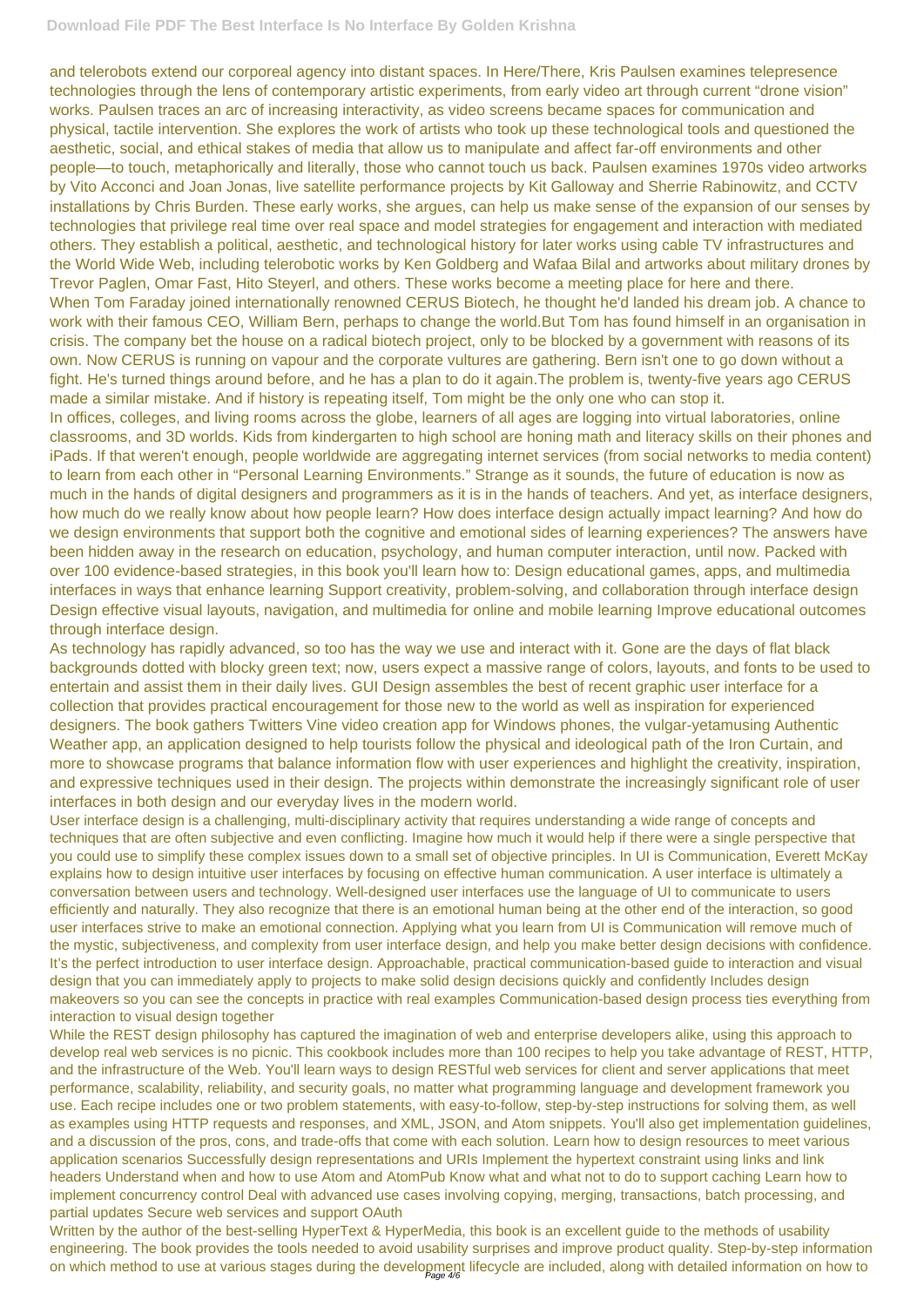and telerobots extend our corporeal agency into distant spaces. In Here/There, Kris Paulsen examines telepresence technologies through the lens of contemporary artistic experiments, from early video art through current "drone vision" works. Paulsen traces an arc of increasing interactivity, as video screens became spaces for communication and physical, tactile intervention. She explores the work of artists who took up these technological tools and questioned the aesthetic, social, and ethical stakes of media that allow us to manipulate and affect far-off environments and other people—to touch, metaphorically and literally, those who cannot touch us back. Paulsen examines 1970s video artworks by Vito Acconci and Joan Jonas, live satellite performance projects by Kit Galloway and Sherrie Rabinowitz, and CCTV installations by Chris Burden. These early works, she argues, can help us make sense of the expansion of our senses by technologies that privilege real time over real space and model strategies for engagement and interaction with mediated others. They establish a political, aesthetic, and technological history for later works using cable TV infrastructures and the World Wide Web, including telerobotic works by Ken Goldberg and Wafaa Bilal and artworks about military drones by Trevor Paglen, Omar Fast, Hito Steyerl, and others. These works become a meeting place for here and there.

When Tom Faraday joined internationally renowned CERUS Biotech, he thought he'd landed his dream job. A chance to work with their famous CEO, William Bern, perhaps to change the world.But Tom has found himself in an organisation in crisis. The company bet the house on a radical biotech project, only to be blocked by a government with reasons of its own. Now CERUS is running on vapour and the corporate vultures are gathering. Bern isn't one to go down without a fight. He's turned things around before, and he has a plan to do it again.The problem is, twenty-five years ago CERUS made a similar mistake. And if history is repeating itself, Tom might be the only one who can stop it.

In offices, colleges, and living rooms across the globe, learners of all ages are logging into virtual laboratories, online classrooms, and 3D worlds. Kids from kindergarten to high school are honing math and literacy skills on their phones and iPads. If that weren't enough, people worldwide are aggregating internet services (from social networks to media content) to learn from each other in "Personal Learning Environments." Strange as it sounds, the future of education is now as much in the hands of digital designers and programmers as it is in the hands of teachers. And yet, as interface designers, how much do we really know about how people learn? How does interface design actually impact learning? And how do we design environments that support both the cognitive and emotional sides of learning experiences? The answers have been hidden away in the research on education, psychology, and human computer interaction, until now. Packed with over 100 evidence-based strategies, in this book you'll learn how to: Design educational games, apps, and multimedia interfaces in ways that enhance learning Support creativity, problem-solving, and collaboration through interface design Design effective visual layouts, navigation, and multimedia for online and mobile learning Improve educational outcomes through interface design.

As technology has rapidly advanced, so too has the way we use and interact with it. Gone are the days of flat black backgrounds dotted with blocky green text; now, users expect a massive range of colors, layouts, and fonts to be used to entertain and assist them in their daily lives. GUI Design assembles the best of recent graphic user interface for a collection that provides practical encouragement for those new to the world as well as inspiration for experienced designers. The book gathers Twitters Vine video creation app for Windows phones, the vulgar-yetamusing Authentic Weather app, an application designed to help tourists follow the physical and ideological path of the Iron Curtain, and more to showcase programs that balance information flow with user experiences and highlight the creativity, inspiration, and expressive techniques used in their design. The projects within demonstrate the increasingly significant role of user interfaces in both design and our everyday lives in the modern world.

User interface design is a challenging, multi-disciplinary activity that requires understanding a wide range of concepts and techniques that are often subjective and even conflicting. Imagine how much it would help if there were a single perspective that you could use to simplify these complex issues down to a small set of objective principles. In UI is Communication, Everett McKay explains how to design intuitive user interfaces by focusing on effective human communication. A user interface is ultimately a conversation between users and technology. Well-designed user interfaces use the language of UI to communicate to users efficiently and naturally. They also recognize that there is an emotional human being at the other end of the interaction, so good user interfaces strive to make an emotional connection. Applying what you learn from UI is Communication will remove much of the mystic, subjectiveness, and complexity from user interface design, and help you make better design decisions with confidence. It's the perfect introduction to user interface design. Approachable, practical communication-based guide to interaction and visual design that you can immediately apply to projects to make solid design decisions quickly and confidently Includes design makeovers so you can see the concepts in practice with real examples Communication-based design process ties everything from interaction to visual design together

While the REST design philosophy has captured the imagination of web and enterprise developers alike, using this approach to develop real web services is no picnic. This cookbook includes more than 100 recipes to help you take advantage of REST, HTTP, and the infrastructure of the Web. You'll learn ways to design RESTful web services for client and server applications that meet performance, scalability, reliability, and security goals, no matter what programming language and development framework you use. Each recipe includes one or two problem statements, with easy-to-follow, step-by-step instructions for solving them, as well as examples using HTTP requests and responses, and XML, JSON, and Atom snippets. You'll also get implementation guidelines, and a discussion of the pros, cons, and trade-offs that come with each solution. Learn how to design resources to meet various application scenarios Successfully design representations and URIs Implement the hypertext constraint using links and link headers Understand when and how to use Atom and AtomPub Know what and what not to do to support caching Learn how to implement concurrency control Deal with advanced use cases involving copying, merging, transactions, batch processing, and partial updates Secure web services and support OAuth

Written by the author of the best-selling HyperText & HyperMedia, this book is an excellent guide to the methods of usability engineering. The book provides the tools needed to avoid usability surprises and improve product quality. Step-by-step information on which method to use at various stages during the development lifecycle are included, along with detailed information on how to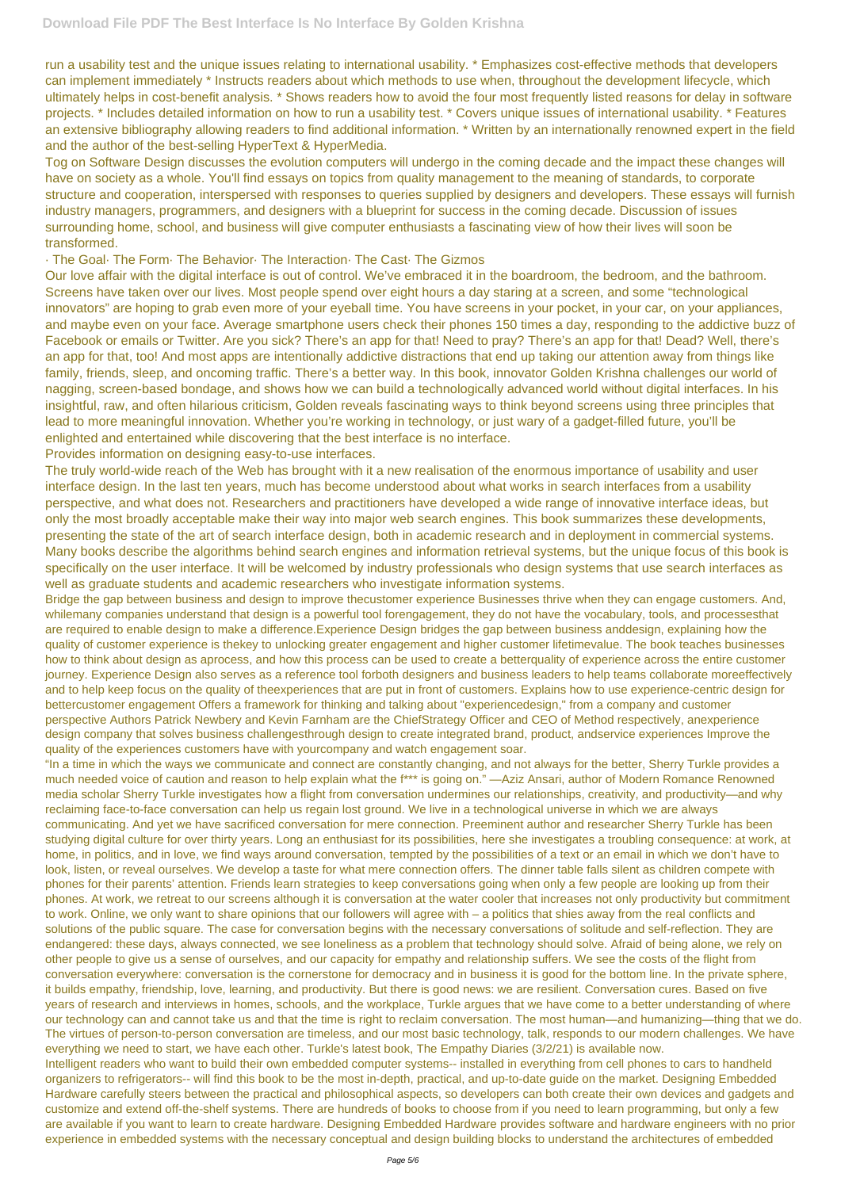run a usability test and the unique issues relating to international usability. * Emphasizes cost-effective methods that developers can implement immediately * Instructs readers about which methods to use when, throughout the development lifecycle, which ultimately helps in cost-benefit analysis. * Shows readers how to avoid the four most frequently listed reasons for delay in software projects. * Includes detailed information on how to run a usability test. * Covers unique issues of international usability. * Features an extensive bibliography allowing readers to find additional information. * Written by an internationally renowned expert in the field and the author of the best-selling HyperText & HyperMedia.

Tog on Software Design discusses the evolution computers will undergo in the coming decade and the impact these changes will have on society as a whole. You'll find essays on topics from quality management to the meaning of standards, to corporate structure and cooperation, interspersed with responses to queries supplied by designers and developers. These essays will furnish industry managers, programmers, and designers with a blueprint for success in the coming decade. Discussion of issues surrounding home, school, and business will give computer enthusiasts a fascinating view of how their lives will soon be transformed.

· The Goal· The Form· The Behavior· The Interaction· The Cast· The Gizmos

Our love affair with the digital interface is out of control. We've embraced it in the boardroom, the bedroom, and the bathroom. Screens have taken over our lives. Most people spend over eight hours a day staring at a screen, and some "technological innovators" are hoping to grab even more of your eyeball time. You have screens in your pocket, in your car, on your appliances, and maybe even on your face. Average smartphone users check their phones 150 times a day, responding to the addictive buzz of Facebook or emails or Twitter. Are you sick? There's an app for that! Need to pray? There's an app for that! Dead? Well, there's an app for that, too! And most apps are intentionally addictive distractions that end up taking our attention away from things like family, friends, sleep, and oncoming traffic. There's a better way. In this book, innovator Golden Krishna challenges our world of nagging, screen-based bondage, and shows how we can build a technologically advanced world without digital interfaces. In his insightful, raw, and often hilarious criticism, Golden reveals fascinating ways to think beyond screens using three principles that lead to more meaningful innovation. Whether you're working in technology, or just wary of a gadget-filled future, you'll be enlighted and entertained while discovering that the best interface is no interface.

Provides information on designing easy-to-use interfaces.

The truly world-wide reach of the Web has brought with it a new realisation of the enormous importance of usability and user interface design. In the last ten years, much has become understood about what works in search interfaces from a usability perspective, and what does not. Researchers and practitioners have developed a wide range of innovative interface ideas, but only the most broadly acceptable make their way into major web search engines. This book summarizes these developments, presenting the state of the art of search interface design, both in academic research and in deployment in commercial systems. Many books describe the algorithms behind search engines and information retrieval systems, but the unique focus of this book is specifically on the user interface. It will be welcomed by industry professionals who design systems that use search interfaces as well as graduate students and academic researchers who investigate information systems.

Bridge the gap between business and design to improve thecustomer experience Businesses thrive when they can engage customers. And, whilemany companies understand that design is a powerful tool forengagement, they do not have the vocabulary, tools, and processesthat are required to enable design to make a difference.Experience Design bridges the gap between business anddesign, explaining how the quality of customer experience is thekey to unlocking greater engagement and higher customer lifetimevalue. The book teaches businesses how to think about design as aprocess, and how this process can be used to create a betterquality of experience across the entire customer journey. Experience Design also serves as a reference tool forboth designers and business leaders to help teams collaborate moreeffectively and to help keep focus on the quality of theexperiences that are put in front of customers. Explains how to use experience-centric design for bettercustomer engagement Offers a framework for thinking and talking about "experiencedesign," from a company and customer perspective Authors Patrick Newbery and Kevin Farnham are the ChiefStrategy Officer and CEO of Method respectively, anexperience design company that solves business challengesthrough design to create integrated brand, product, andservice experiences Improve the quality of the experiences customers have with yourcompany and watch engagement soar.

"In a time in which the ways we communicate and connect are constantly changing, and not always for the better, Sherry Turkle provides a much needed voice of caution and reason to help explain what the f*** is going on." —Aziz Ansari, author of Modern Romance Renowned media scholar Sherry Turkle investigates how a flight from conversation undermines our relationships, creativity, and productivity—and why reclaiming face-to-face conversation can help us regain lost ground. We live in a technological universe in which we are always communicating. And yet we have sacrificed conversation for mere connection. Preeminent author and researcher Sherry Turkle has been studying digital culture for over thirty years. Long an enthusiast for its possibilities, here she investigates a troubling consequence: at work, at home, in politics, and in love, we find ways around conversation, tempted by the possibilities of a text or an email in which we don't have to look, listen, or reveal ourselves. We develop a taste for what mere connection offers. The dinner table falls silent as children compete with phones for their parents' attention. Friends learn strategies to keep conversations going when only a few people are looking up from their phones. At work, we retreat to our screens although it is conversation at the water cooler that increases not only productivity but commitment to work. Online, we only want to share opinions that our followers will agree with – a politics that shies away from the real conflicts and solutions of the public square. The case for conversation begins with the necessary conversations of solitude and self-reflection. They are endangered: these days, always connected, we see loneliness as a problem that technology should solve. Afraid of being alone, we rely on other people to give us a sense of ourselves, and our capacity for empathy and relationship suffers. We see the costs of the flight from conversation everywhere: conversation is the cornerstone for democracy and in business it is good for the bottom line. In the private sphere, it builds empathy, friendship, love, learning, and productivity. But there is good news: we are resilient. Conversation cures. Based on five years of research and interviews in homes, schools, and the workplace, Turkle argues that we have come to a better understanding of where our technology can and cannot take us and that the time is right to reclaim conversation. The most human—and humanizing—thing that we do. The virtues of person-to-person conversation are timeless, and our most basic technology, talk, responds to our modern challenges. We have everything we need to start, we have each other. Turkle's latest book, The Empathy Diaries (3/2/21) is available now.

Intelligent readers who want to build their own embedded computer systems-- installed in everything from cell phones to cars to handheld organizers to refrigerators-- will find this book to be the most in-depth, practical, and up-to-date guide on the market. Designing Embedded Hardware carefully steers between the practical and philosophical aspects, so developers can both create their own devices and gadgets and customize and extend off-the-shelf systems. There are hundreds of books to choose from if you need to learn programming, but only a few are available if you want to learn to create hardware. Designing Embedded Hardware provides software and hardware engineers with no prior experience in embedded systems with the necessary conceptual and design building blocks to understand the architectures of embedded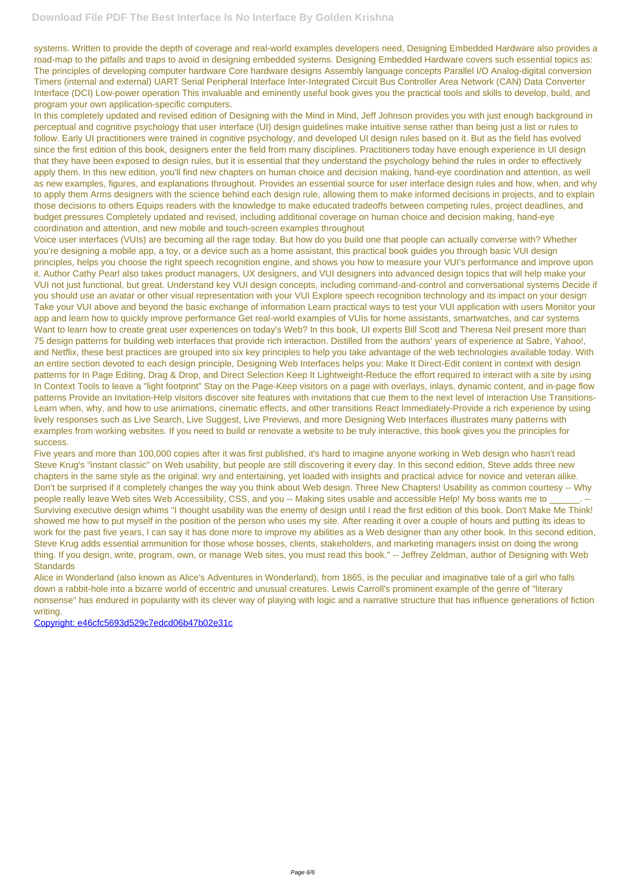systems. Written to provide the depth of coverage and real-world examples developers need, Designing Embedded Hardware also provides a road-map to the pitfalls and traps to avoid in designing embedded systems. Designing Embedded Hardware covers such essential topics as: The principles of developing computer hardware Core hardware designs Assembly language concepts Parallel I/O Analog-digital conversion Timers (internal and external) UART Serial Peripheral Interface Inter-Integrated Circuit Bus Controller Area Network (CAN) Data Converter Interface (DCI) Low-power operation This invaluable and eminently useful book gives you the practical tools and skills to develop, build, and program your own application-specific computers.

In this completely updated and revised edition of Designing with the Mind in Mind, Jeff Johnson provides you with just enough background in perceptual and cognitive psychology that user interface (UI) design guidelines make intuitive sense rather than being just a list or rules to follow. Early UI practitioners were trained in cognitive psychology, and developed UI design rules based on it. But as the field has evolved since the first edition of this book, designers enter the field from many disciplines. Practitioners today have enough experience in UI design that they have been exposed to design rules, but it is essential that they understand the psychology behind the rules in order to effectively apply them. In this new edition, you'll find new chapters on human choice and decision making, hand-eye coordination and attention, as well as new examples, figures, and explanations throughout. Provides an essential source for user interface design rules and how, when, and why to apply them Arms designers with the science behind each design rule, allowing them to make informed decisions in projects, and to explain those decisions to others Equips readers with the knowledge to make educated tradeoffs between competing rules, project deadlines, and budget pressures Completely updated and revised, including additional coverage on human choice and decision making, hand-eye coordination and attention, and new mobile and touch-screen examples throughout

Voice user interfaces (VUIs) are becoming all the rage today. But how do you build one that people can actually converse with? Whether you're designing a mobile app, a toy, or a device such as a home assistant, this practical book guides you through basic VUI design principles, helps you choose the right speech recognition engine, and shows you how to measure your VUI's performance and improve upon it. Author Cathy Pearl also takes product managers, UX designers, and VUI designers into advanced design topics that will help make your VUI not just functional, but great. Understand key VUI design concepts, including command-and-control and conversational systems Decide if you should use an avatar or other visual representation with your VUI Explore speech recognition technology and its impact on your design Take your VUI above and beyond the basic exchange of information Learn practical ways to test your VUI application with users Monitor your app and learn how to quickly improve performance Get real-world examples of VUIs for home assistants, smartwatches, and car systems

Want to learn how to create great user experiences on today's Web? In this book, UI experts Bill Scott and Theresa Neil present more than 75 design patterns for building web interfaces that provide rich interaction. Distilled from the authors' years of experience at Sabre, Yahoo!, and Netflix, these best practices are grouped into six key principles to help you take advantage of the web technologies available today. With an entire section devoted to each design principle, Designing Web Interfaces helps you: Make It Direct-Edit content in context with design patterns for In Page Editing, Drag & Drop, and Direct Selection Keep It Lightweight-Reduce the effort required to interact with a site by using In Context Tools to leave a "light footprint" Stay on the Page-Keep visitors on a page with overlays, inlays, dynamic content, and in-page flow patterns Provide an Invitation-Help visitors discover site features with invitations that cue them to the next level of interaction Use Transitions-Learn when, why, and how to use animations, cinematic effects, and other transitions React Immediately-Provide a rich experience by using lively responses such as Live Search, Live Suggest, Live Previews, and more Designing Web Interfaces illustrates many patterns with examples from working websites. If you need to build or renovate a website to be truly interactive, this book gives you the principles for success.

Five years and more than 100,000 copies after it was first published, it's hard to imagine anyone working in Web design who hasn't read Steve Krug's "instant classic" on Web usability, but people are still discovering it every day. In this second edition, Steve adds three new chapters in the same style as the original: wry and entertaining, yet loaded with insights and practical advice for novice and veteran alike. Don't be surprised if it completely changes the way you think about Web design. Three New Chapters! Usability as common courtesy -- Why people really leave Web sites Web Accessibility, CSS, and you -- Making sites usable and accessible Help! My boss wants me to ______. -- Surviving executive design whims "I thought usability was the enemy of design until I read the first edition of this book. Don't Make Me Think! showed me how to put myself in the position of the person who uses my site. After reading it over a couple of hours and putting its ideas to work for the past five years, I can say it has done more to improve my abilities as a Web designer than any other book. In this second edition, Steve Krug adds essential ammunition for those whose bosses, clients, stakeholders, and marketing managers insist on doing the wrong thing. If you design, write, program, own, or manage Web sites, you must read this book." -- Jeffrey Zeldman, author of Designing with Web Standards

Alice in Wonderland (also known as Alice's Adventures in Wonderland), from 1865, is the peculiar and imaginative tale of a girl who falls down a rabbit-hole into a bizarre world of eccentric and unusual creatures. Lewis Carroll's prominent example of the genre of "literary nonsense" has endured in popularity with its clever way of playing with logic and a narrative structure that has influence generations of fiction writing.

Copyright: e46cfc5693d529c7edcd06b47b02e31c